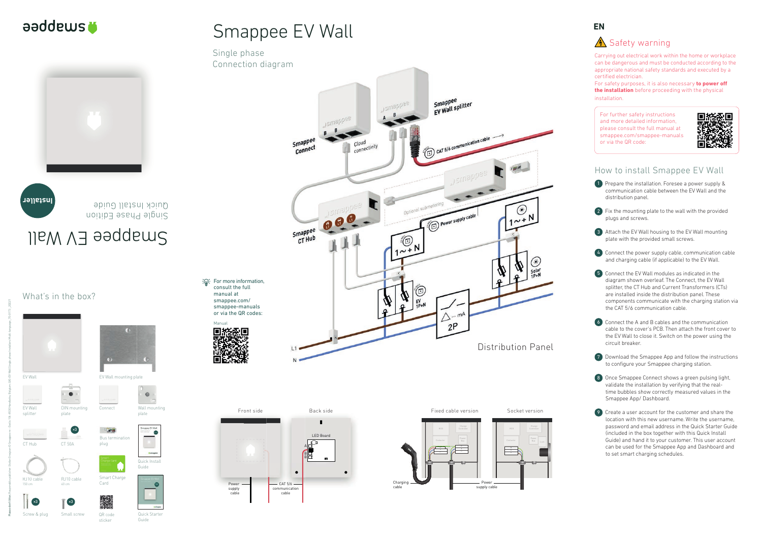# Smappee EV Wall

Single Phase Edition

Quick Install Guide

Installer

## What's in the box?

- EV Wall
- EV Wall mounting plate
- EV Wall splitter
- DIN mounting plate
- Connect
- Wall mounting plate
- CT Hub
- CT 50A ×3
- Bus termination plug
- Quick Install Guide
- RJ10 cable 150 cm
- RJ10 cable 60 cm
- Smart Charge Card
- Screw & plug ×3
- Small screw ×3
- QR code sticker
- Quick Starter Guide

# Smappee EV Wall

Single phase
Connection diagram

Smappee Connect — Cloud connectivity

Smappee EV Wall splitter — CAT 5/6 communication cable

Smappee CT Hub — Optional submetering

Power supply cable

1~ + N

EV 1P+N

Solar 1P+N

2P

L1

N

Distribution Panel

For more information, consult the full manual at smappee.com/smappee-manuals or via the QR codes:

Manual

Front side — Power supply cable — CAT 5/6 communication cable

Back side — LED Board

Fixed cable version — Charging cable

Socket version — Power supply cable

**EN**

## Safety warning

Carrying out electrical work within the home or workplace can be dangerous and must be conducted according to the appropriate national safety standards and executed by a certified electrician.
For safety purposes, it is also necessary **to power off the installation** before proceeding with the physical installation.

For further safety instructions and more detailed information, please consult the full manual at smappee.com/smappee-manuals or via the QR code:

## How to install Smappee EV Wall

1. Prepare the installation. Foresee a power supply & communication cable between the EV Wall and the distribution panel.
2. Fix the mounting plate to the wall with the provided plugs and screws.
3. Attach the EV Wall housing to the EV Wall mounting plate with the provided small screws.
4. Connect the power supply cable, communication cable and charging cable (if applicable) to the EV Wall.
5. Connect the EV Wall modules as indicated in the diagram shown overleaf. The Connect, the EV Wall splitter, the CT Hub and Current Transformers (CTs) are installed inside the distribution panel. These components communicate with the charging station via the CAT 5/6 communication cable.
6. Connect the A and B cables and the communication cable to the cover's PCB. Then attach the front cover to the EV Wall to close it. Switch on the power using the circuit breaker.
7. Download the Smappee App and follow the instructions to configure your Smappee charging station.
8. Once Smappee Connect shows a green pulsing light, validate the installation by verifying that the real-time bubbles show correctly measured values in the Smappee App/ Dashboard.
9. Create a user account for the customer and share the location with this new username. Write the username, password and email address in the Quick Starter Guide (included in the box together with this Quick Install Guide) and hand it to your customer. This user account can be used for the Smappee App and Dashboard and to set smart charging schedules.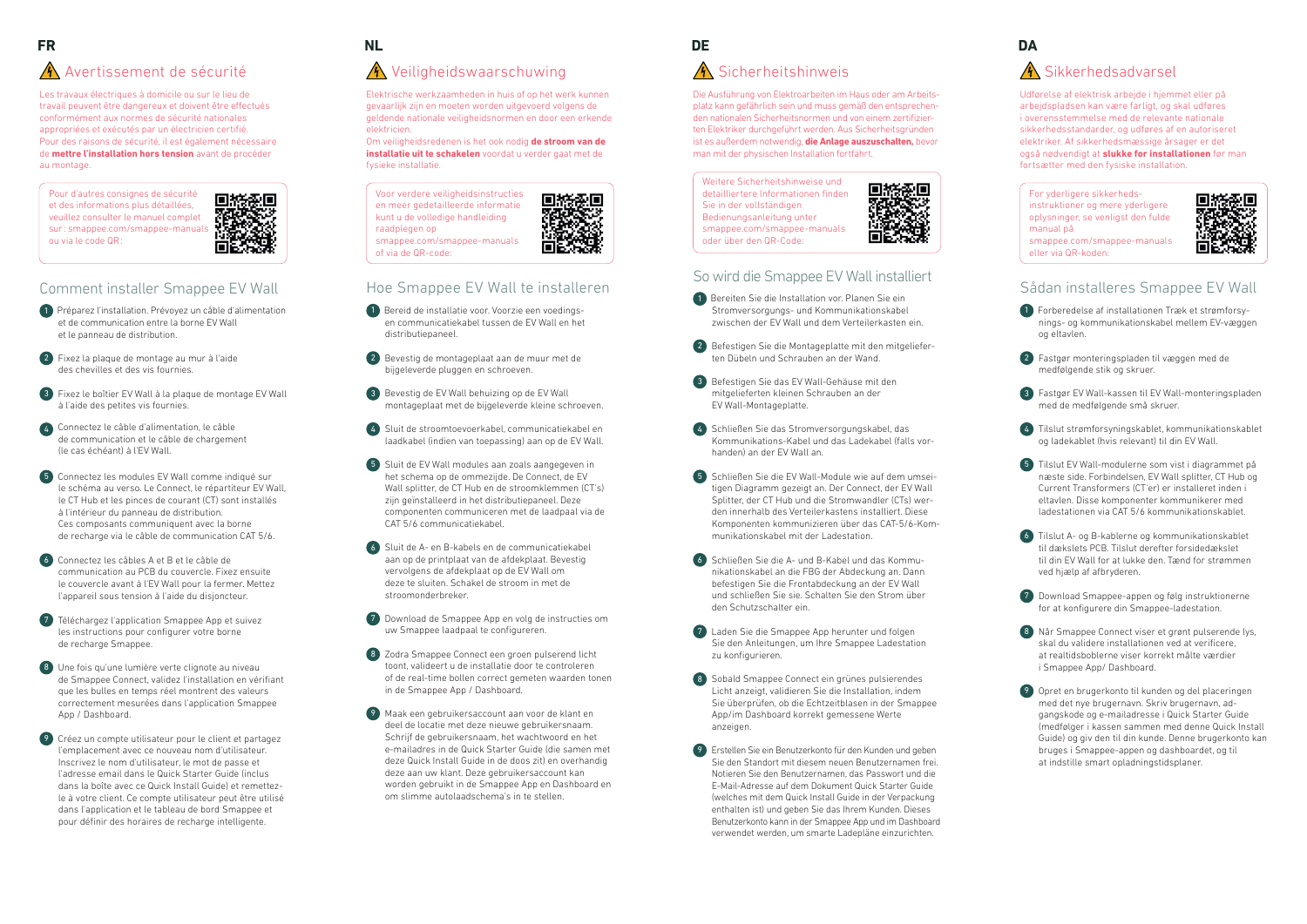## FR

### Avertissement de sécurité

Les travaux électriques à domicile ou sur le lieu de travail peuvent être dangereux et doivent être effectués conformément aux normes de sécurité nationales appropriées et exécutés par un électricien certifié. Pour des raisons de sécurité, il est également nécessaire de **mettre l'installation hors tension** avant de procéder au montage.

Pour d'autres consignes de sécurité et des informations plus détaillées, veuillez consulter le manuel complet sur : smappee.com/smappee-manuals ou via le code QR :

### Comment installer Smappee EV Wall

1. Préparez l'installation. Prévoyez un câble d'alimentation et de communication entre la borne EV Wall et le panneau de distribution.
2. Fixez la plaque de montage au mur à l'aide des chevilles et des vis fournies.
3. Fixez le boîtier EV Wall à la plaque de montage EV Wall à l'aide des petites vis fournies.
4. Connectez le câble d'alimentation, le câble de communication et le câble de chargement (le cas échéant) à l'EV Wall.
5. Connectez les modules EV Wall comme indiqué sur le schéma au verso. Le Connect, le répartiteur EV Wall, le CT Hub et les pinces de courant (CT) sont installés à l'intérieur du panneau de distribution. Ces composants communiquent avec la borne de recharge via le câble de communication CAT 5/6.
6. Connectez les câbles A et B et le câble de communication au PCB du couvercle. Fixez ensuite le couvercle avant à l'EV Wall pour la fermer. Mettez l'appareil sous tension à l'aide du disjoncteur.
7. Téléchargez l'application Smappee App et suivez les instructions pour configurer votre borne de recharge Smappee.
8. Une fois qu'une lumière verte clignote au niveau de Smappee Connect, validez l'installation en vérifiant que les bulles en temps réel montrent des valeurs correctement mesurées dans l'application Smappee App / Dashboard.
9. Créez un compte utilisateur pour le client et partagez l'emplacement avec ce nouveau nom d'utilisateur. Inscrivez le nom d'utilisateur, le mot de passe et l'adresse email dans le Quick Starter Guide (inclus dans la boîte avec ce Quick Install Guide) et remettez-le à votre client. Ce compte utilisateur peut être utilisé dans l'application et le tableau de bord Smappee et pour définir des horaires de recharge intelligente.

## NL

### Veiligheidswaarschuwing

Elektrische werkzaamheden in huis of op het werk kunnen gevaarlijk zijn en moeten worden uitgevoerd volgens de geldende nationale veiligheidsnormen en door een erkende elektricien.
Om veiligheidsredenen is het ook nodig **de stroom van de installatie uit te schakelen** voordat u verder gaat met de fysieke installatie.

Voor verdere veiligheidsinstructies en meer gedetailleerde informatie kunt u de volledige handleiding raadplegen op smappee.com/smappee-manuals of via de QR-code:

### Hoe Smappee EV Wall te installeren

1. Bereid de installatie voor. Voorzie een voedings- en communicatiekabel tussen de EV Wall en het distributiepaneel.
2. Bevestig de montageplaat aan de muur met de bijgeleverde pluggen en schroeven.
3. Bevestig de EV Wall behuizing op de EV Wall montageplaat met de bijgeleverde kleine schroeven.
4. Sluit de stroomtoevoerkabel, communicatiekabel en laadkabel (indien van toepassing) aan op de EV Wall.
5. Sluit de EV Wall modules aan zoals aangegeven in het schema op de ommezijde. De Connect, de EV Wall splitter, de CT Hub en de stroomklemmen (CT's) zijn geïnstalleerd in het distributiepaneel. Deze componenten communiceren met de laadpaal via de CAT 5/6 communicatiekabel.
6. Sluit de A- en B-kabels en de communicatiekabel aan op de printplaat van de afdekplaat. Bevestig vervolgens de afdekplaat op de EV Wall om deze te sluiten. Schakel de stroom in met de stroomonderbreker.
7. Download de Smappee App en volg de instructies om uw Smappee laadpaal te configureren.
8. Zodra Smappee Connect een groen pulserend licht toont, valideert u de installatie door te controleren of de real-time bollen correct gemeten waarden tonen in de Smappee App / Dashboard.
9. Maak een gebruikersaccount aan voor de klant en deel de locatie met deze nieuwe gebruikersnaam. Schrijf de gebruikersnaam, het wachtwoord en het e-mailadres in de Quick Starter Guide (die samen met deze Quick Install Guide in de doos zit) en overhandig deze aan uw klant. Deze gebruikersaccount kan worden gebruikt in de Smappee App en Dashboard en om slimme autolaadschema's in te stellen.

## DE

### Sicherheitshinweis

Die Ausführung von Elektroarbeiten im Haus oder am Arbeitsplatz kann gefährlich sein und muss gemäß den entsprechenden nationalen Sicherheitsnormen und von einem zertifizierten Elektriker durchgeführt werden. Aus Sicherheitsgründen ist es außerdem notwendig, **die Anlage auszuschalten,** bevor man mit der physischen Installation fortfährt.

Weitere Sicherheitshinweise und detailliertere Informationen finden Sie in der vollständigen Bedienungsanleitung unter smappee.com/smappee-manuals oder über den QR-Code:

### So wird die Smappee EV Wall installiert

1. Bereiten Sie die Installation vor. Planen Sie ein Stromversorgungs- und Kommunikationskabel zwischen der EV Wall und dem Verteilerkasten ein.
2. Befestigen Sie die Montageplatte mit den mitgelieferten Dübeln und Schrauben an der Wand.
3. Befestigen Sie das EV Wall-Gehäuse mit den mitgelieferten kleinen Schrauben an der EV Wall-Montageplatte.
4. Schließen Sie das Stromversorgungskabel, das Kommunikations-Kabel und das Ladekabel (falls vorhanden) an der EV Wall an.
5. Schließen Sie die EV Wall-Module wie auf dem umseitigen Diagramm gezeigt an. Der Connect, der EV Wall Splitter, der CT Hub und die Stromwandler (CTs) werden innerhalb des Verteilerkastens installiert. Diese Komponenten kommunizieren über das CAT-5/6-Kommunikationskabel mit der Ladestation.
6. Schließen Sie die A- und B-Kabel und das Kommunikationskabel an die FBG der Abdeckung an. Dann befestigen Sie die Frontabdeckung an der EV Wall und schließen Sie sie. Schalten Sie den Strom über den Schutzschalter ein.
7. Laden Sie die Smappee App herunter und folgen Sie den Anleitungen, um Ihre Smappee Ladestation zu konfigurieren.
8. Sobald Smappee Connect ein grünes pulsierendes Licht anzeigt, validieren Sie die Installation, indem Sie überprüfen, ob die Echtzeitblasen in der Smappee App/im Dashboard korrekt gemessene Werte anzeigen.
9. Erstellen Sie ein Benutzerkonto für den Kunden und geben Sie den Standort mit diesem neuen Benutzernamen frei. Notieren Sie den Benutzernamen, das Passwort und die E-Mail-Adresse auf dem Dokument Quick Starter Guide (welches mit dem Quick Install Guide in der Verpackung enthalten ist) und geben Sie das Ihrem Kunden. Dieses Benutzerkonto kann in der Smappee App und im Dashboard verwendet werden, um smarte Ladepläne einzurichten.

## DA

### Sikkerhedsadvarsel

Udførelse af elektrisk arbejde i hjemmet eller på arbejdspladsen kan være farligt, og skal udføres i overensstemmelse med de relevante nationale sikkerhedsstandarder, og udføres af en autoriseret elektriker. Af sikkerhedsmæssige årsager er det også nødvendigt at **slukke for installationen** før man fortsætter med den fysiske installation.

For yderligere sikkerhedsinstruktioner og mere yderligere oplysninger, se venligst den fulde manual på smappee.com/smappee-manuals eller via QR-koden:

### Sådan installeres Smappee EV Wall

1. Forberedelse af installationen Træk et strømforsynings- og kommunikationskabel mellem EV-væggen og eltavlen.
2. Fastgør monteringspladen til væggen med de medfølgende stik og skruer.
3. Fastgør EV Wall-kassen til EV Wall-monteringspladen med de medfølgende små skruer.
4. Tilslut strømforsyningskablet, kommunikationskablet og ladekablet (hvis relevant) til din EV Wall.
5. Tilslut EV Wall-modulerne som vist i diagrammet på næste side. Forbindelsen, EV Wall splitter, CT Hub og Current Transformers (CT'er) er installeret inde i eltavlen. Disse komponenter kommunikerer med ladestationen via CAT 5/6 kommunikationskablet.
6. Tilslut A- og B-kablerne og kommunikationskablet til dækslets PCB. Tilslut derefter forsidedækslet til din EV Wall for at lukke den. Tænd for strømmen ved hjælp af afbryderen.
7. Download Smappee-appen og følg instruktionerne for at konfigurere din Smappee-ladestation.
8. Når Smappee Connect viser et grønt pulserende lys, skal du validere installationen ved at verificere, at realtidsboblerne viser korrekt målte værdier i Smappee App/ Dashboard.
9. Opret en brugerkonto til kunden og del placeringen med det nye brugernavn. Skriv brugernavn, adgangskode og e-mailadresse i Quick Starter Guide (medfølger i kassen sammen med denne Quick Install Guide) og giv den til din kunde. Denne brugerkonto kan bruges i Smappee-appen og dashboardet, og til at indstille smart opladningstidsplaner.